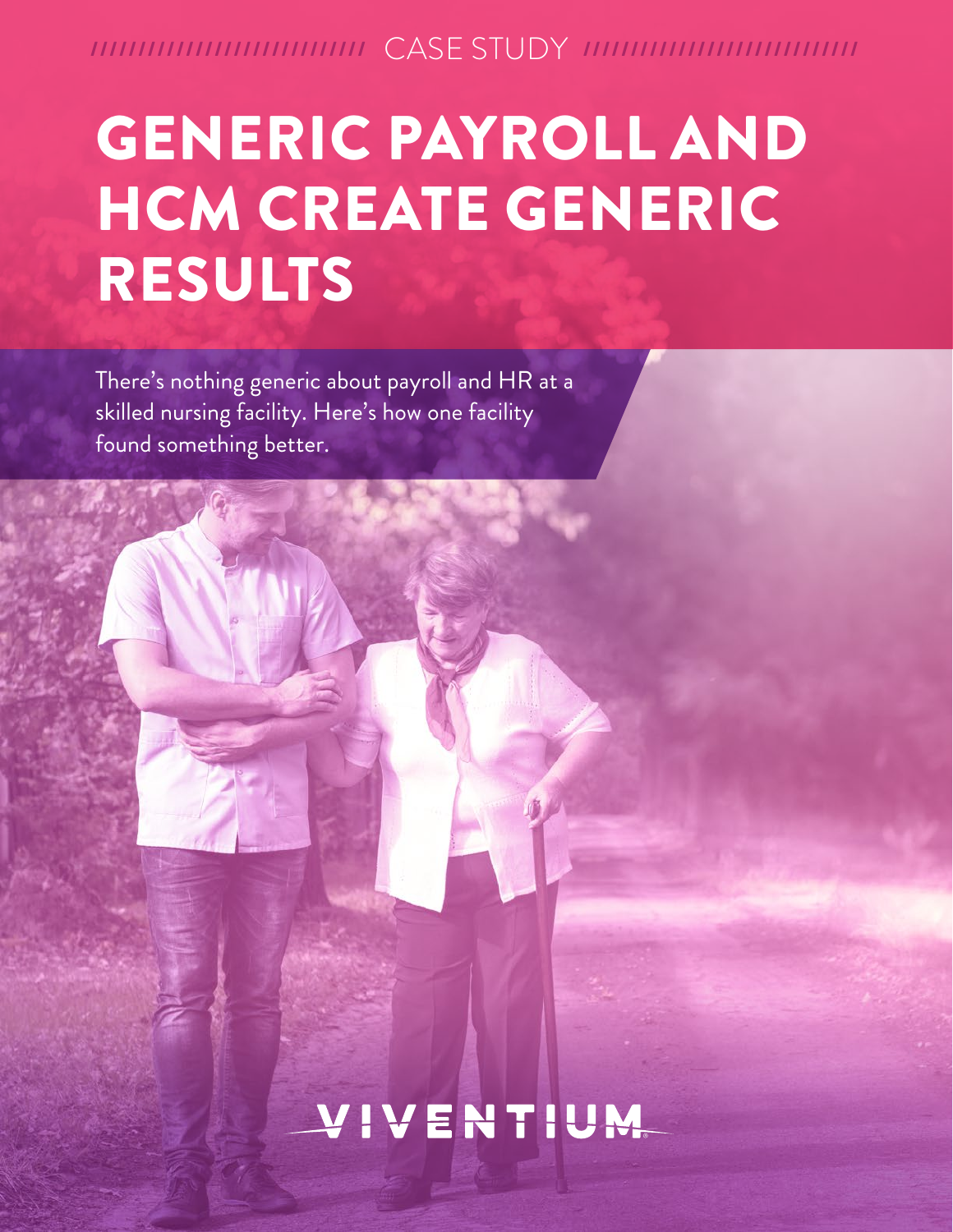CASE STUDY

# GENERIC PAYROLL AND HCM CREATE GENERIC RESULTS

There's nothing generic about payroll and HR at a skilled nursing facility. Here's how one facility found something better.

VIVENTIUM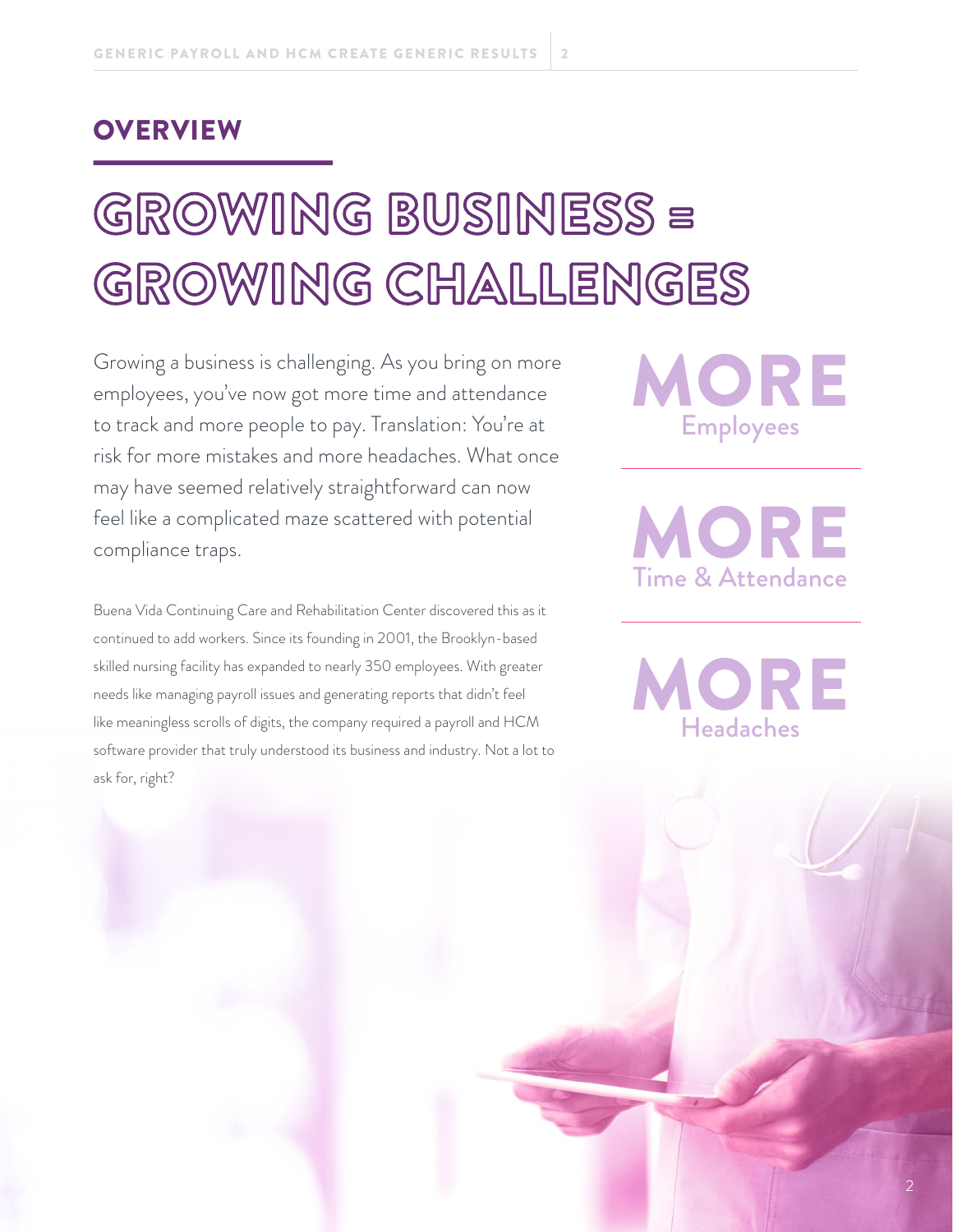## OVERVIEW

# GROWING BUSINESS = GROWING CHALLENGES

Growing a business is challenging. As you bring on more employees, you've now got more time and attendance to track and more people to pay. Translation: You're at risk for more mistakes and more headaches. What once may have seemed relatively straightforward can now feel like a complicated maze scattered with potential compliance traps.

Buena Vida Continuing Care and Rehabilitation Center discovered this as it continued to add workers. Since its founding in 2001, the Brooklyn-based skilled nursing facility has expanded to nearly 350 employees. With greater needs like managing payroll issues and generating reports that didn't feel like meaningless scrolls of digits, the company required a payroll and HCM software provider that truly understood its business and industry. Not a lot to ask for, right?

**MORE** Employees

**MORE** Time & Attendance

**MORE** Headaches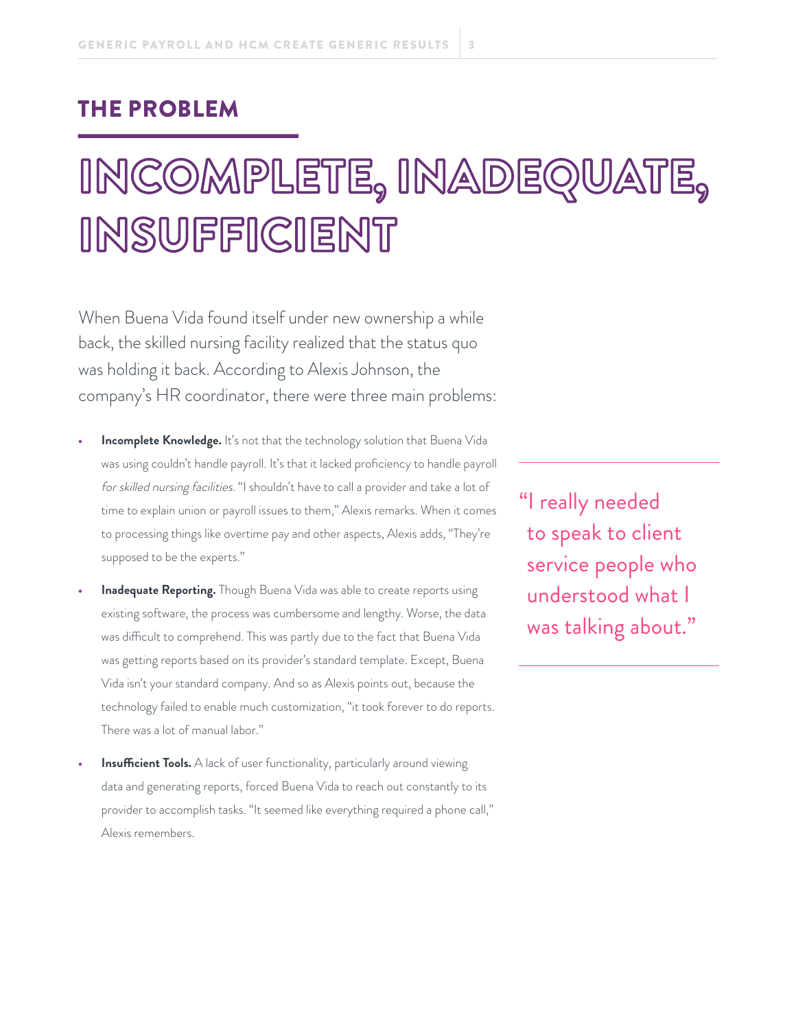## THE PROBLEM

# INCOMPLETE, INADEQUATE, INSUFFICIENT

When Buena Vida found itself under new ownership a while back, the skilled nursing facility realized that the status quo was holding it back. According to Alexis Johnson, the company's HR coordinator, there were three main problems:

- **Incomplete Knowledge.** It's not that the technology solution that Buena Vida was using couldn't handle payroll. It's that it lacked proficiency to handle payroll *for skilled nursing facilities*. "I shouldn't have to call a provider and take a lot of time to explain union or payroll issues to them," Alexis remarks. When it comes to processing things like overtime pay and other aspects, Alexis adds, "They're supposed to be the experts."
- **Inadequate Reporting.** Though Buena Vida was able to create reports using existing software, the process was cumbersome and lengthy. Worse, the data was difficult to comprehend. This was partly due to the fact that Buena Vida was getting reports based on its provider's standard template. Except, Buena Vida isn't your standard company. And so as Alexis points out, because the technology failed to enable much customization, "it took forever to do reports. There was a lot of manual labor."
- **Insufficient Tools.** A lack of user functionality, particularly around viewing data and generating reports, forced Buena Vida to reach out constantly to its provider to accomplish tasks. "It seemed like everything required a phone call," Alexis remembers.

> "I really needed to speak to client service people who understood what I was talking about."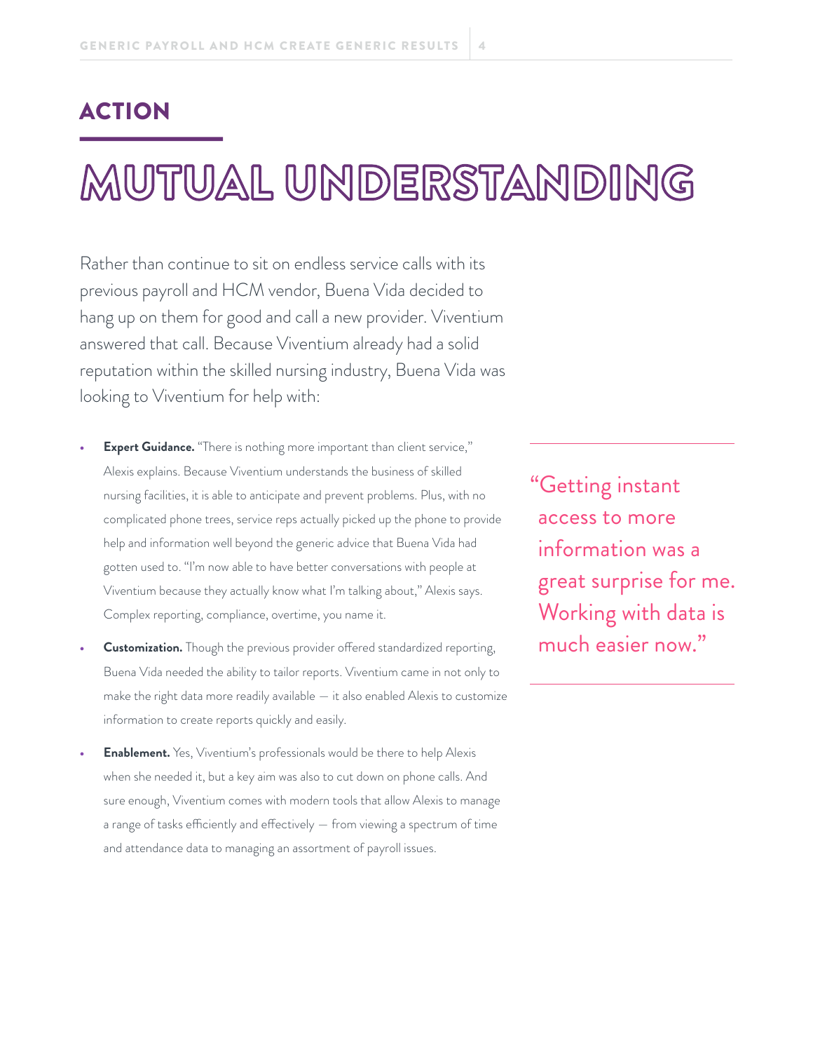## ACTION

# MUTUAL UNDERSTANDING

Rather than continue to sit on endless service calls with its previous payroll and HCM vendor, Buena Vida decided to hang up on them for good and call a new provider. Viventium answered that call. Because Viventium already had a solid reputation within the skilled nursing industry, Buena Vida was looking to Viventium for help with:

- **Expert Guidance.** "There is nothing more important than client service," Alexis explains. Because Viventium understands the business of skilled nursing facilities, it is able to anticipate and prevent problems. Plus, with no complicated phone trees, service reps actually picked up the phone to provide help and information well beyond the generic advice that Buena Vida had gotten used to. "I'm now able to have better conversations with people at Viventium because they actually know what I'm talking about," Alexis says. Complex reporting, compliance, overtime, you name it.
- **Customization.** Though the previous provider offered standardized reporting, Buena Vida needed the ability to tailor reports. Viventium came in not only to make the right data more readily available — it also enabled Alexis to customize information to create reports quickly and easily.
- **Enablement.** Yes, Viventium's professionals would be there to help Alexis when she needed it, but a key aim was also to cut down on phone calls. And sure enough, Viventium comes with modern tools that allow Alexis to manage a range of tasks efficiently and effectively — from viewing a spectrum of time and attendance data to managing an assortment of payroll issues.

> "Getting instant access to more information was a great surprise for me. Working with data is much easier now."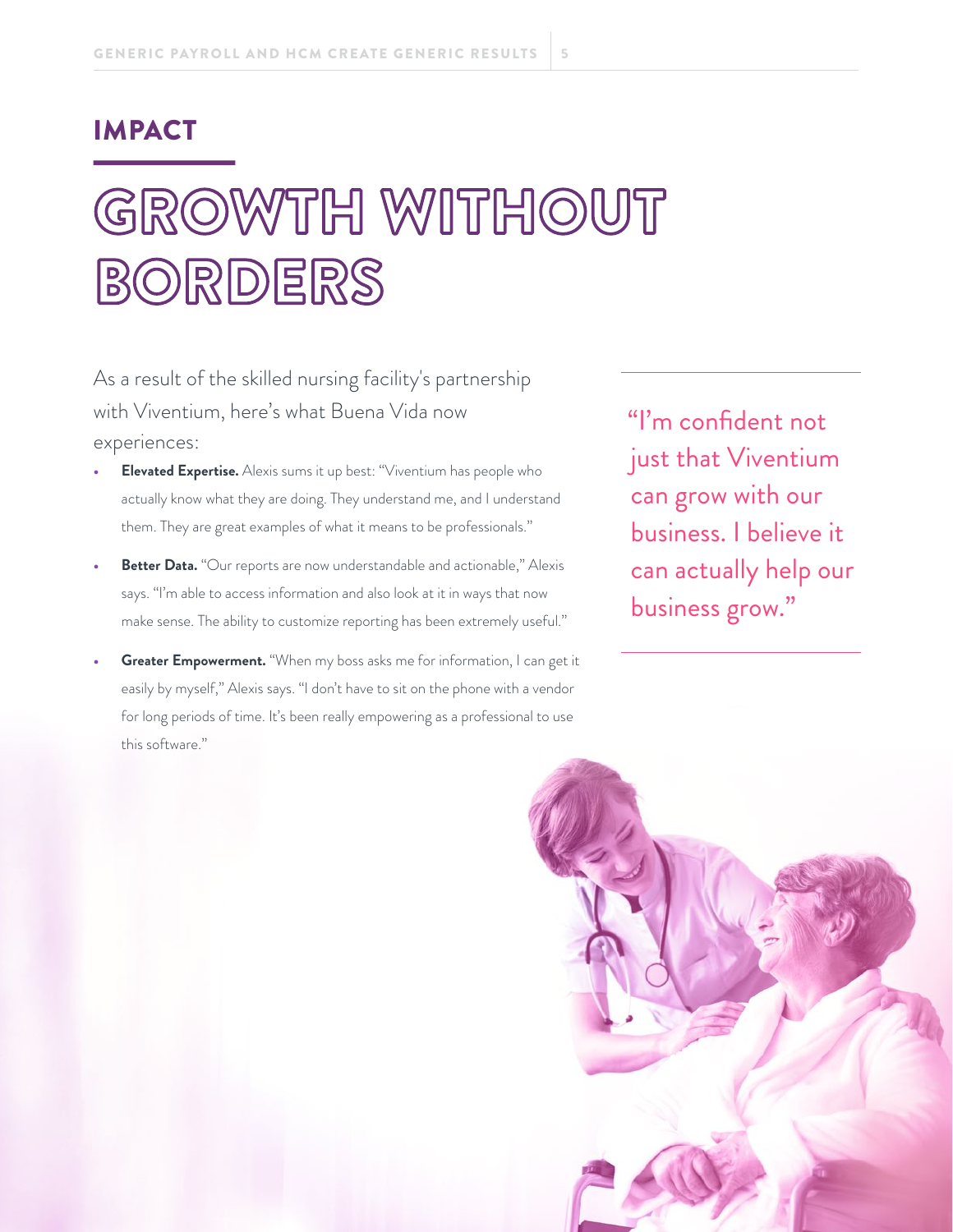## IMPACT

# GROWTH WITHOUT BORDERS

As a result of the skilled nursing facility's partnership with Viventium, here's what Buena Vida now experiences:

- **Elevated Expertise.** Alexis sums it up best: "Viventium has people who actually know what they are doing. They understand me, and I understand them. They are great examples of what it means to be professionals."
- **Better Data.** "Our reports are now understandable and actionable," Alexis says. "I'm able to access information and also look at it in ways that now make sense. The ability to customize reporting has been extremely useful."
- **Greater Empowerment.** "When my boss asks me for information, I can get it easily by myself," Alexis says. "I don't have to sit on the phone with a vendor for long periods of time. It's been really empowering as a professional to use this software."

> "I'm confident not just that Viventium can grow with our business. I believe it can actually help our business grow."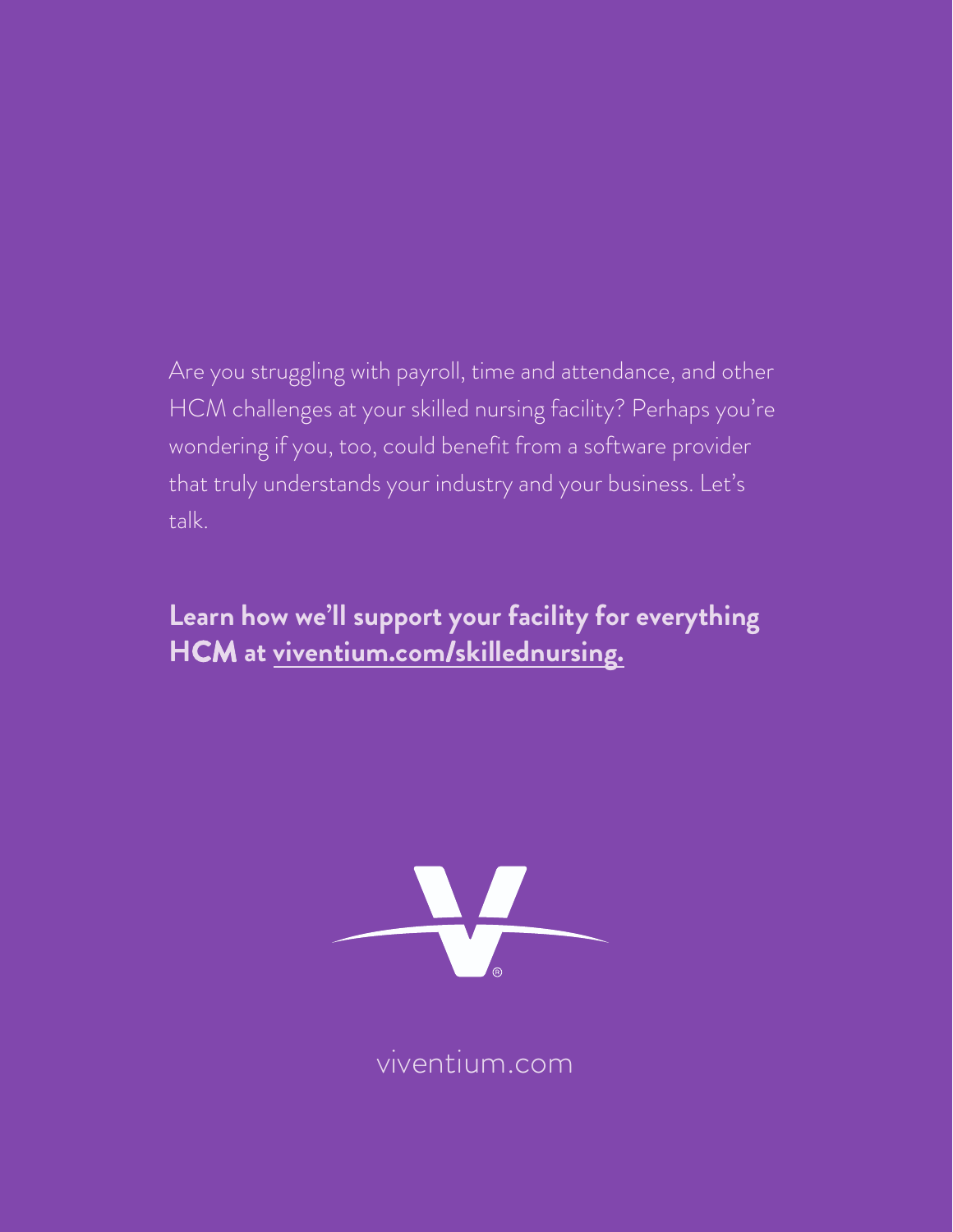Are you struggling with payroll, time and attendance, and other HCM challenges at your skilled nursing facility? Perhaps you're wondering if you, too, could benefit from a software provider that truly understands your industry and your business. Let's talk.

**Learn how we'll support your facility for everything HCM at viventium.com/skillednursing.**

viventium.com